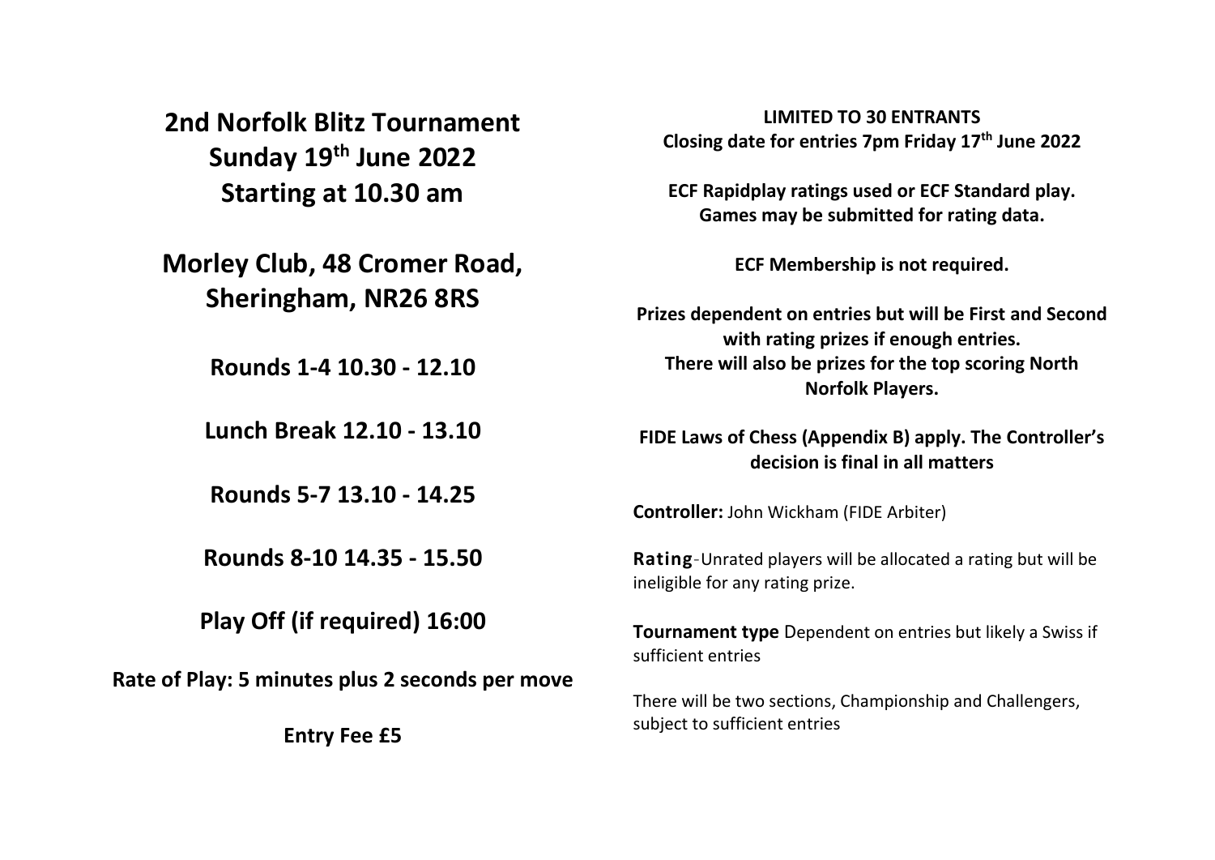# 2nd Norfolk Blitz Tournament
# Sunday 19th June 2022
# Starting at 10.30 am

## Morley Club, 48 Cromer Road, Sheringham, NR26 8RS

**Rounds 1-4 10.30 - 12.10**

**Lunch Break 12.10 - 13.10**

**Rounds 5-7 13.10 - 14.25**

**Rounds 8-10 14.35 - 15.50**

**Play Off (if required) 16:00**

**Rate of Play: 5 minutes plus 2 seconds per move**

**Entry Fee £5**

**LIMITED TO 30 ENTRANTS**
**Closing date for entries 7pm Friday 17th June 2022**

**ECF Rapidplay ratings used or ECF Standard play.**
**Games may be submitted for rating data.**

**ECF Membership is not required.**

**Prizes dependent on entries but will be First and Second with rating prizes if enough entries.**
**There will also be prizes for the top scoring North Norfolk Players.**

**FIDE Laws of Chess (Appendix B) apply. The Controller's decision is final in all matters**

**Controller:** John Wickham (FIDE Arbiter)

**Rating**-Unrated players will be allocated a rating but will be ineligible for any rating prize.

**Tournament type** Dependent on entries but likely a Swiss if sufficient entries

There will be two sections, Championship and Challengers, subject to sufficient entries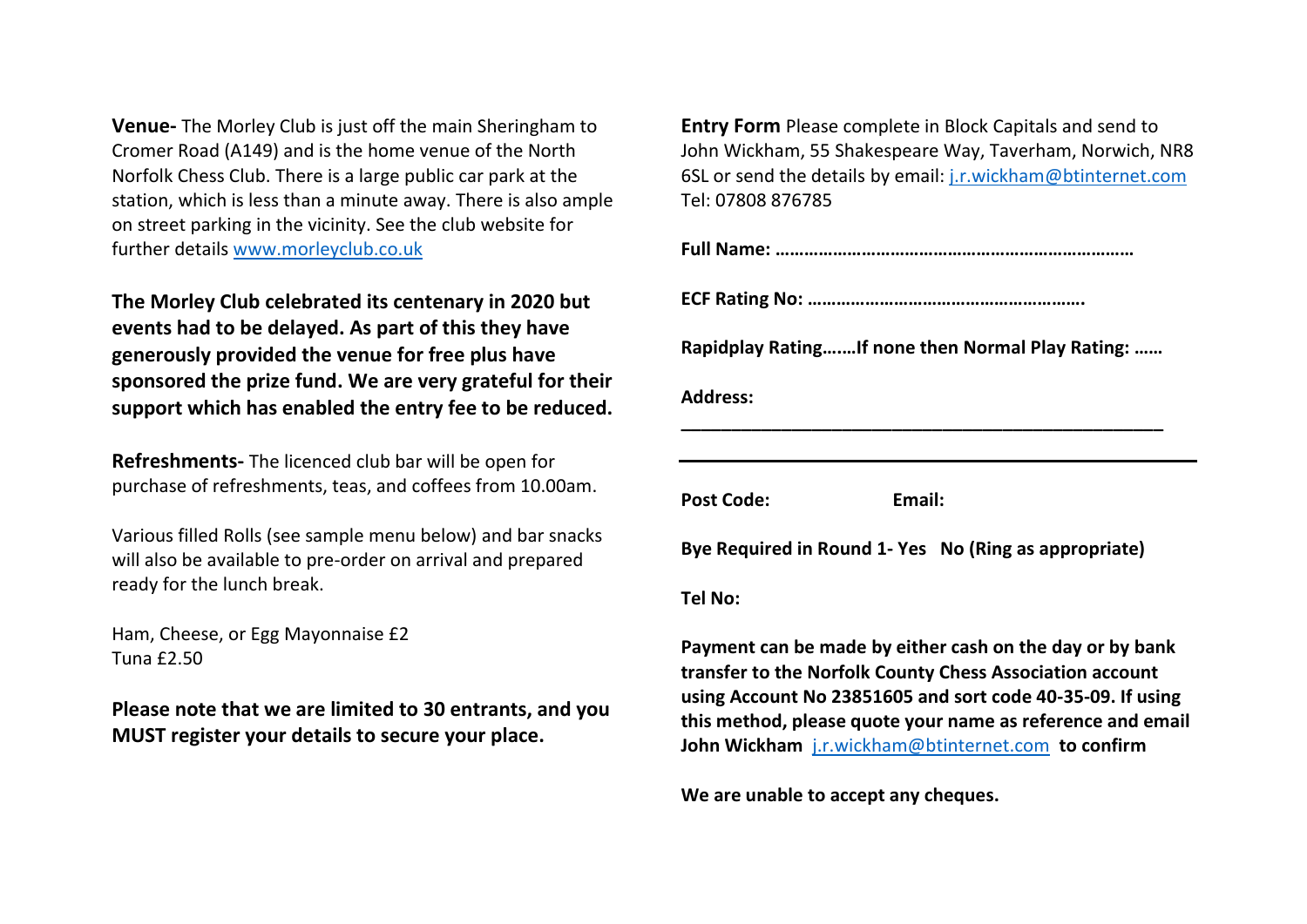**Venue-** The Morley Club is just off the main Sheringham to Cromer Road (A149) and is the home venue of the North Norfolk Chess Club. There is a large public car park at the station, which is less than a minute away. There is also ample on street parking in the vicinity. See the club website for further details www.morleyclub.co.uk

**The Morley Club celebrated its centenary in 2020 but events had to be delayed. As part of this they have generously provided the venue for free plus have sponsored the prize fund. We are very grateful for their support which has enabled the entry fee to be reduced.**

**Refreshments-** The licenced club bar will be open for purchase of refreshments, teas, and coffees from 10.00am.

Various filled Rolls (see sample menu below) and bar snacks will also be available to pre-order on arrival and prepared ready for the lunch break.

Ham, Cheese, or Egg Mayonnaise £2
Tuna £2.50

**Please note that we are limited to 30 entrants, and you MUST register your details to secure your place.**

**Entry Form** Please complete in Block Capitals and send to John Wickham, 55 Shakespeare Way, Taverham, Norwich, NR8 6SL or send the details by email: j.r.wickham@btinternet.com Tel: 07808 876785

**Full Name: ………………………………………………………………**

**ECF Rating No: ……………………………………………….**

**Rapidplay Rating…….If none then Normal Play Rating: ……**

**Address:**

______________________________________________________

______________________________________________________

**Post Code:** **Email:**

**Bye Required in Round 1- Yes No (Ring as appropriate)**

**Tel No:**

**Payment can be made by either cash on the day or by bank transfer to the Norfolk County Chess Association account using Account No 23851605 and sort code 40-35-09. If using this method, please quote your name as reference and email John Wickham** j.r.wickham@btinternet.com **to confirm**

**We are unable to accept any cheques.**